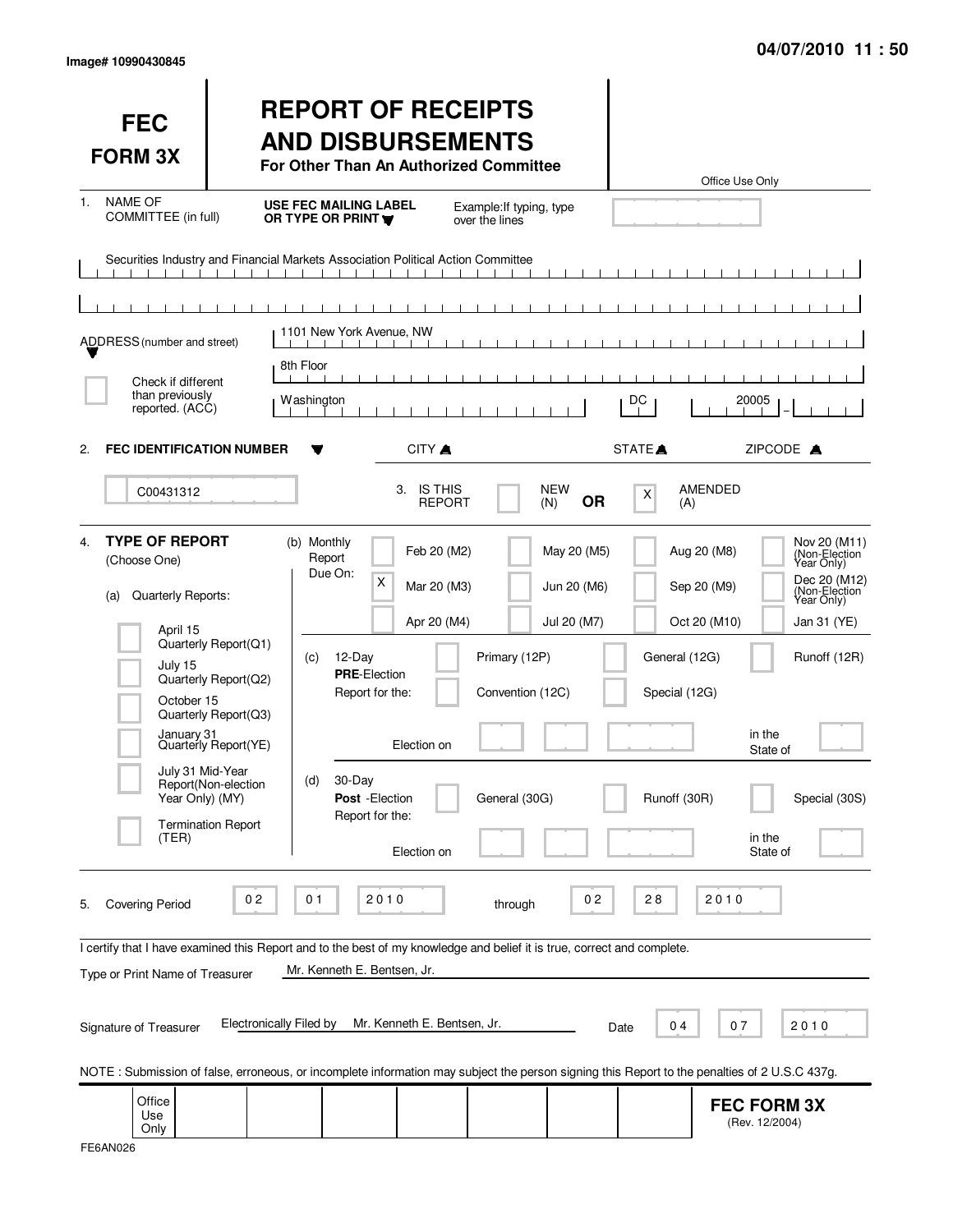Image# 10990430845

04/07/2010 11 : 50

# FEC FORM 3X

## REPORT OF RECEIPTS AND DISBURSEMENTS

**For Other Than An Authorized Committee**

Office Use Only

1. NAME OF COMMITTEE (in full) — **USE FEC MAILING LABEL OR TYPE OR PRINT** — Example: If typing, type over the lines

Securities Industry and Financial Markets Association Political Action Committee

ADDRESS (number and street)

1101 New York Avenue, NW

8th Floor

[ ] Check if different than previously reported. (ACC)

Washington — DC — 20005

CITY — STATE — ZIPCODE

2. **FEC IDENTIFICATION NUMBER**

C00431312

3. IS THIS REPORT [ ] NEW (N) **OR** [X] AMENDED (A)

4. **TYPE OF REPORT** (Choose One)

(a) Quarterly Reports:

- [ ] April 15 Quarterly Report(Q1)
- [ ] July 15 Quarterly Report(Q2)
- [ ] October 15 Quarterly Report(Q3)
- [ ] January 31 Quarterly Report(YE)
- [ ] July 31 Mid-Year Report(Non-election Year Only) (MY)
- [ ] Termination Report (TER)

(b) Monthly Report Due On:

- [ ] Feb 20 (M2)
- [X] Mar 20 (M3)
- [ ] Apr 20 (M4)
- [ ] May 20 (M5)
- [ ] Jun 20 (M6)
- [ ] Jul 20 (M7)
- [ ] Aug 20 (M8)
- [ ] Sep 20 (M9)
- [ ] Oct 20 (M10)
- [ ] Nov 20 (M11) (Non-Election Year Only)
- [ ] Dec 20 (M12) (Non-Election Year Only)
- [ ] Jan 31 (YE)

(c) 12-Day **PRE**-Election Report for the:

- [ ] Primary (12P)
- [ ] General (12G)
- [ ] Runoff (12R)
- [ ] Convention (12C)
- [ ] Special (12G)

Election on ______ in the State of ______

(d) 30-Day **Post** -Election Report for the:

- [ ] General (30G)
- [ ] Runoff (30R)
- [ ] Special (30S)

Election on ______ in the State of ______

5. Covering Period 02 01 2010 through 02 28 2010

I certify that I have examined this Report and to the best of my knowledge and belief it is true, correct and complete.

Type or Print Name of Treasurer: Mr. Kenneth E. Bentsen, Jr.

Signature of Treasurer: Electronically Filed by Mr. Kenneth E. Bentsen, Jr. — Date 04 07 2010

NOTE : Submission of false, erroneous, or incomplete information may subject the person signing this Report to the penalties of 2 U.S.C 437g.

Office Use Only

**FEC FORM 3X** (Rev. 12/2004)

FE6AN026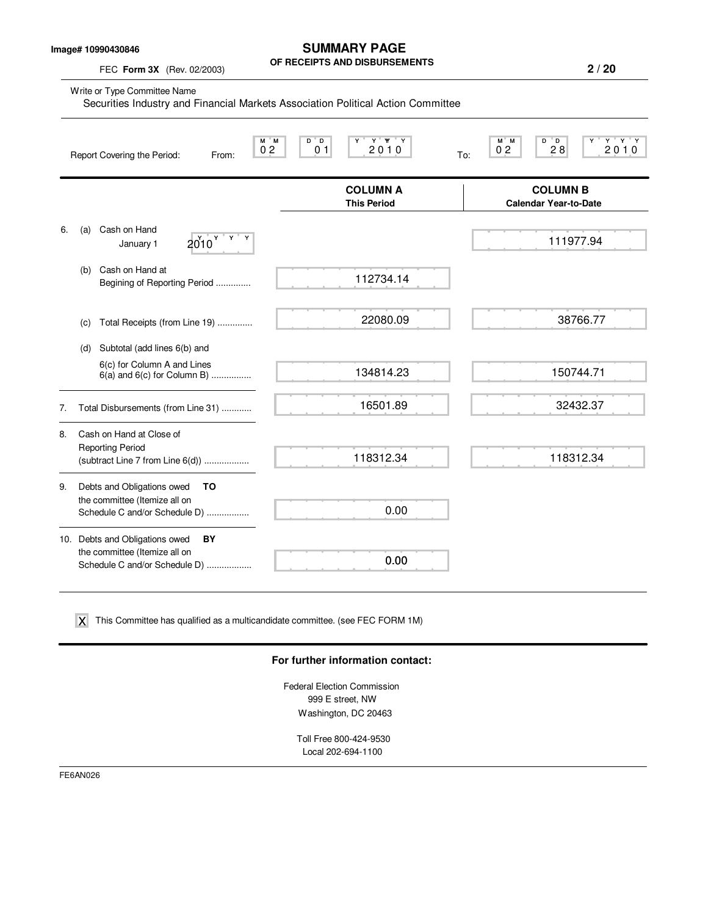Image# 10990430846

# SUMMARY PAGE
## OF RECEIPTS AND DISBURSEMENTS

FEC **Form 3X** (Rev. 02/2003)

Write or Type Committee Name

Securities Industry and Financial Markets Association Political Action Committee

Report Covering the Period: From: 02 01 2010 To: 02 28 2010

| | COLUMN A This Period | COLUMN B Calendar Year-to-Date |
|---|---|---|
| 6. (a) Cash on Hand January 1 2010 | | 111977.94 |
| (b) Cash on Hand at Begining of Reporting Period .............. | 112734.14 | |
| (c) Total Receipts (from Line 19) .............. | 22080.09 | 38766.77 |
| (d) Subtotal (add lines 6(b) and 6(c) for Column A and Lines 6(a) and 6(c) for Column B) ................ | 134814.23 | 150744.71 |
| 7. Total Disbursements (from Line 31) ............ | 16501.89 | 32432.37 |
| 8. Cash on Hand at Close of Reporting Period (subtract Line 7 from Line 6(d)) .................. | 118312.34 | 118312.34 |
| 9. Debts and Obligations owed **TO** the committee (Itemize all on Schedule C and/or Schedule D) ................. | 0.00 | |
| 10. Debts and Obligations owed **BY** the committee (Itemize all on Schedule C and/or Schedule D) .................. | 0.00 | |

X This Committee has qualified as a multicandidate committee. (see FEC FORM 1M)

**For further information contact:**

Federal Election Commission
999 E street, NW
Washington, DC 20463

Toll Free 800-424-9530
Local 202-694-1100

FE6AN026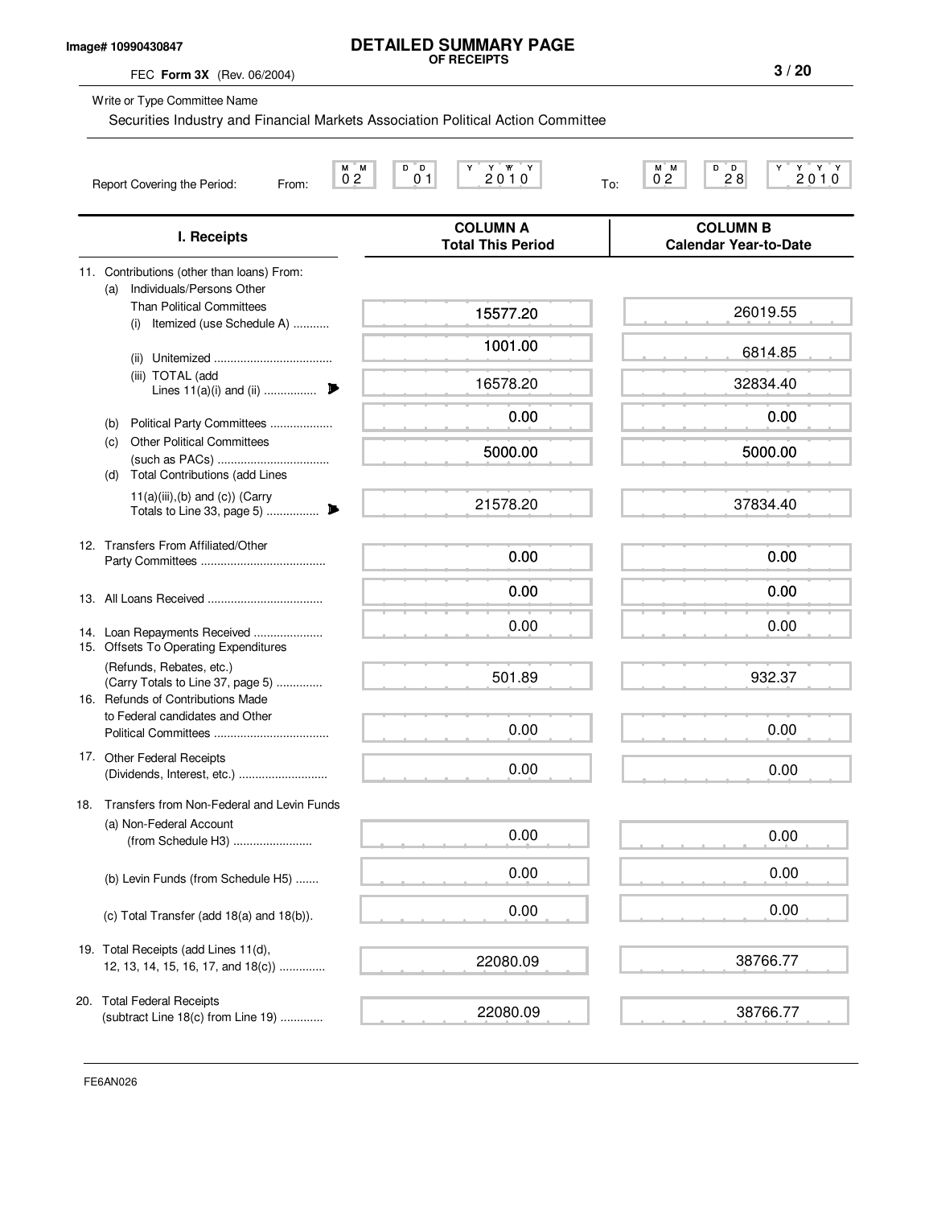Image# 10990430847

# DETAILED SUMMARY PAGE
**OF RECEIPTS**

FEC **Form 3X** (Rev. 06/2004)

Write or Type Committee Name

Securities Industry and Financial Markets Association Political Action Committee

Report Covering the Period: From: 02 01 2010 To: 02 28 2010

| I. Receipts | COLUMN A Total This Period | COLUMN B Calendar Year-to-Date |
|---|---|---|
| 11. Contributions (other than loans) From: | | |
| (a) Individuals/Persons Other Than Political Committees | | |
| (i) Itemized (use Schedule A) | 15577.20 | 26019.55 |
| (ii) Unitemized | 1001.00 | 6814.85 |
| (iii) TOTAL (add Lines 11(a)(i) and (ii) | 16578.20 | 32834.40 |
| (b) Political Party Committees | 0.00 | 0.00 |
| (c) Other Political Committees (such as PACs) | 5000.00 | 5000.00 |
| (d) Total Contributions (add Lines 11(a)(iii),(b) and (c)) (Carry Totals to Line 33, page 5) | 21578.20 | 37834.40 |
| 12. Transfers From Affiliated/Other Party Committees | 0.00 | 0.00 |
| 13. All Loans Received | 0.00 | 0.00 |
| 14. Loan Repayments Received | 0.00 | 0.00 |
| 15. Offsets To Operating Expenditures (Refunds, Rebates, etc.) (Carry Totals to Line 37, page 5) | 501.89 | 932.37 |
| 16. Refunds of Contributions Made to Federal candidates and Other Political Committees | 0.00 | 0.00 |
| 17. Other Federal Receipts (Dividends, Interest, etc.) | 0.00 | 0.00 |
| 18. Transfers from Non-Federal and Levin Funds | | |
| (a) Non-Federal Account (from Schedule H3) | 0.00 | 0.00 |
| (b) Levin Funds (from Schedule H5) | 0.00 | 0.00 |
| (c) Total Transfer (add 18(a) and 18(b)). | 0.00 | 0.00 |
| 19. Total Receipts (add Lines 11(d), 12, 13, 14, 15, 16, 17, and 18(c)) | 22080.09 | 38766.77 |
| 20. Total Federal Receipts (subtract Line 18(c) from Line 19) | 22080.09 | 38766.77 |

FE6AN026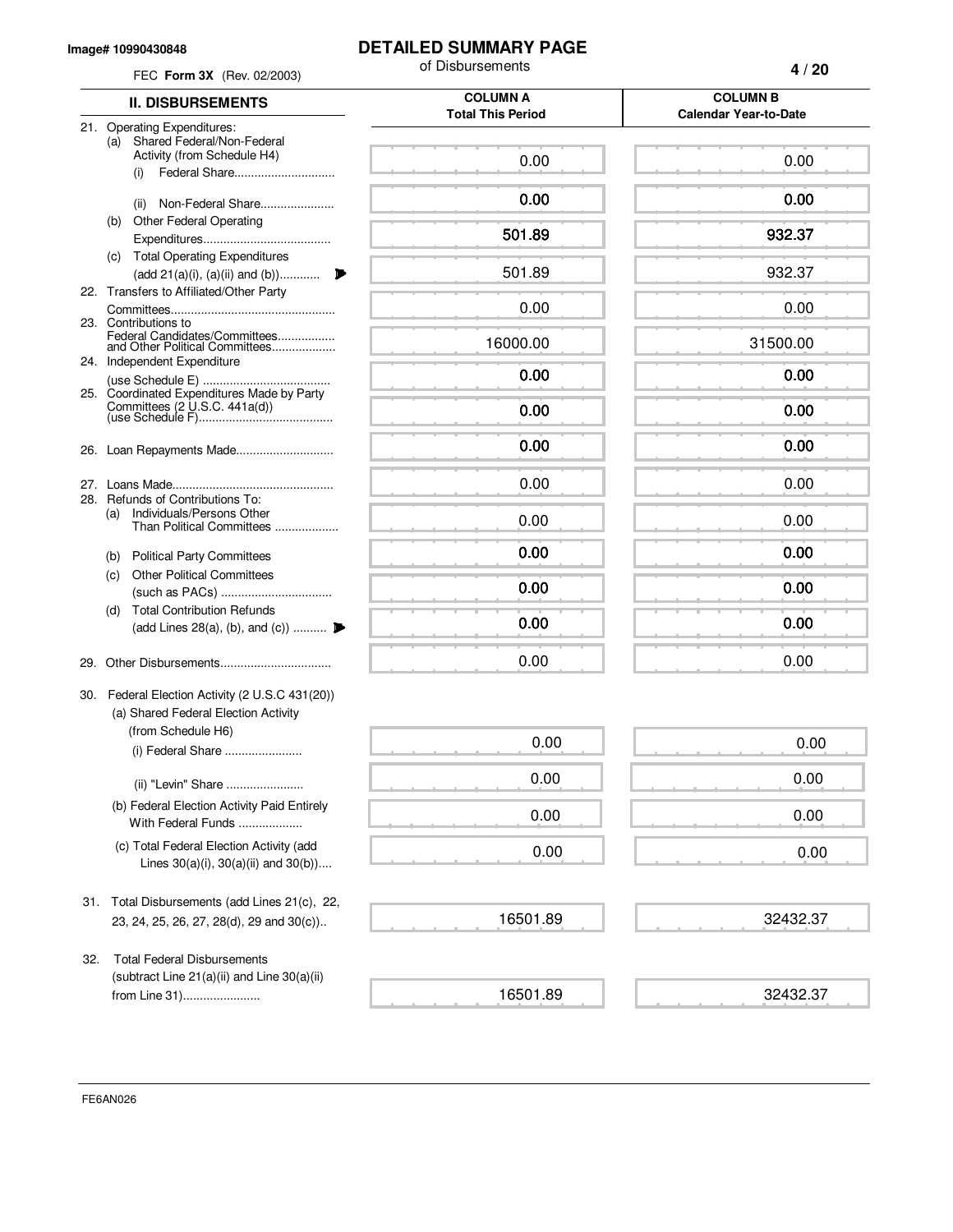Image# 10990430848

# DETAILED SUMMARY PAGE

of Disbursements

FEC **Form 3X** (Rev. 02/2003)

| II. DISBURSEMENTS | COLUMN A Total This Period | COLUMN B Calendar Year-to-Date |
|---|---|---|
| 21. Operating Expenditures: | | |
| (a) Shared Federal/Non-Federal Activity (from Schedule H4) | | |
| (i) Federal Share | 0.00 | 0.00 |
| (ii) Non-Federal Share | 0.00 | 0.00 |
| (b) Other Federal Operating Expenditures | 501.89 | 932.37 |
| (c) Total Operating Expenditures (add 21(a)(i), (a)(ii) and (b)) | 501.89 | 932.37 |
| 22. Transfers to Affiliated/Other Party Committees | 0.00 | 0.00 |
| 23. Contributions to Federal Candidates/Committees and Other Political Committees | 16000.00 | 31500.00 |
| 24. Independent Expenditure (use Schedule E) | 0.00 | 0.00 |
| 25. Coordinated Expenditures Made by Party Committees (2 U.S.C. 441a(d)) (use Schedule F) | 0.00 | 0.00 |
| 26. Loan Repayments Made | 0.00 | 0.00 |
| 27. Loans Made | 0.00 | 0.00 |
| 28. Refunds of Contributions To: | | |
| (a) Individuals/Persons Other Than Political Committees | 0.00 | 0.00 |
| (b) Political Party Committees | 0.00 | 0.00 |
| (c) Other Political Committees (such as PACs) | 0.00 | 0.00 |
| (d) Total Contribution Refunds (add Lines 28(a), (b), and (c)) | 0.00 | 0.00 |
| 29. Other Disbursements | 0.00 | 0.00 |
| 30. Federal Election Activity (2 U.S.C 431(20)) | | |
| (a) Shared Federal Election Activity (from Schedule H6) | | |
| (i) Federal Share | 0.00 | 0.00 |
| (ii) "Levin" Share | 0.00 | 0.00 |
| (b) Federal Election Activity Paid Entirely With Federal Funds | 0.00 | 0.00 |
| (c) Total Federal Election Activity (add Lines 30(a)(i), 30(a)(ii) and 30(b)) | 0.00 | 0.00 |
| 31. Total Disbursements (add Lines 21(c), 22, 23, 24, 25, 26, 27, 28(d), 29 and 30(c)) | 16501.89 | 32432.37 |
| 32. Total Federal Disbursements (subtract Line 21(a)(ii) and Line 30(a)(ii) from Line 31) | 16501.89 | 32432.37 |

FE6AN026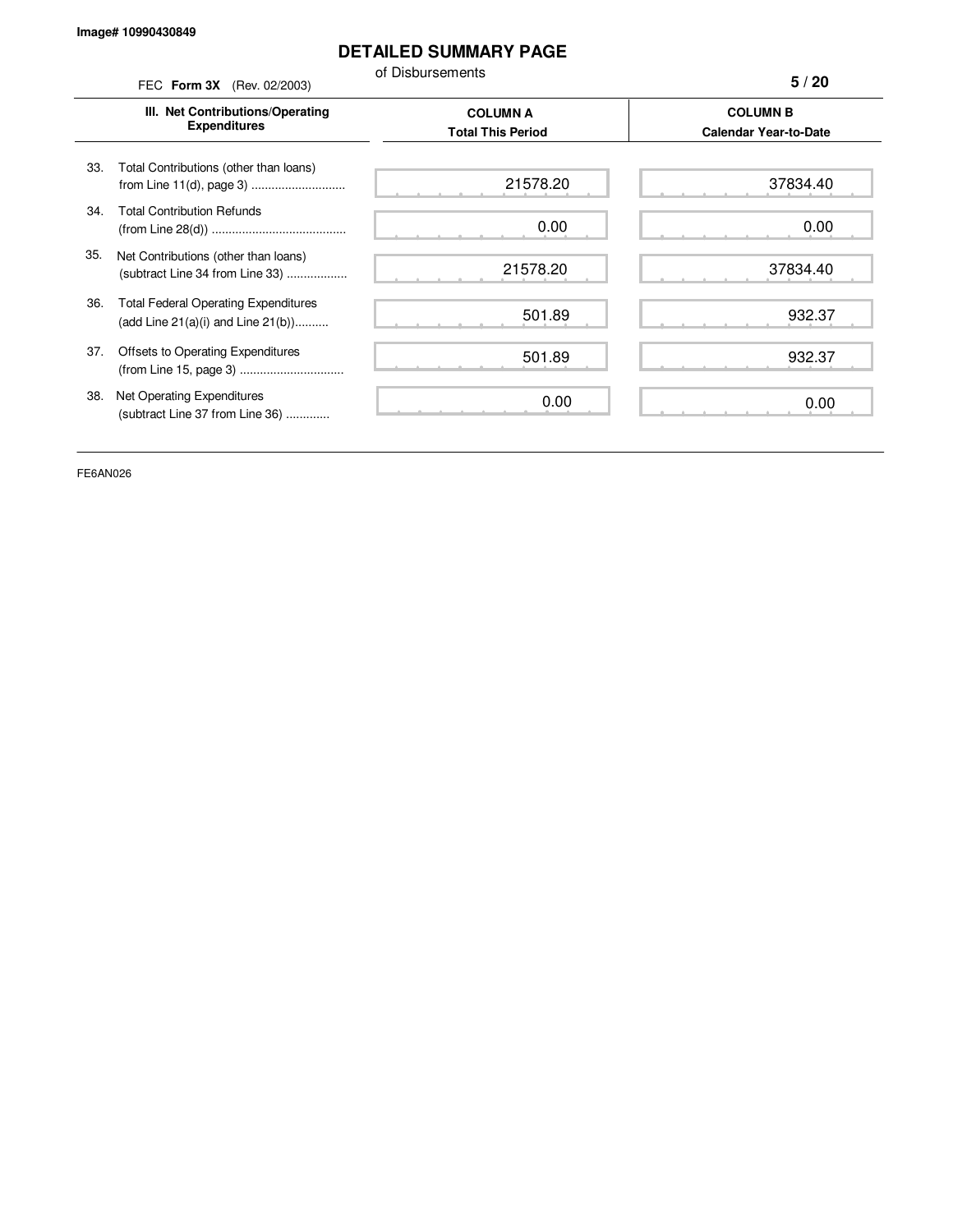Image# 10990430849

# DETAILED SUMMARY PAGE

of Disbursements

FEC **Form 3X** (Rev. 02/2003)

| III. Net Contributions/Operating Expenditures | COLUMN A Total This Period | COLUMN B Calendar Year-to-Date |
|---|---|---|
| 33. Total Contributions (other than loans) from Line 11(d), page 3) ............................ | 21578.20 | 37834.40 |
| 34. Total Contribution Refunds (from Line 28(d)) ........................................ | 0.00 | 0.00 |
| 35. Net Contributions (other than loans) (subtract Line 34 from Line 33) .................. | 21578.20 | 37834.40 |
| 36. Total Federal Operating Expenditures (add Line 21(a)(i) and Line 21(b)).......... | 501.89 | 932.37 |
| 37. Offsets to Operating Expenditures (from Line 15, page 3) ............................... | 501.89 | 932.37 |
| 38. Net Operating Expenditures (subtract Line 37 from Line 36) ............ | 0.00 | 0.00 |

FE6AN026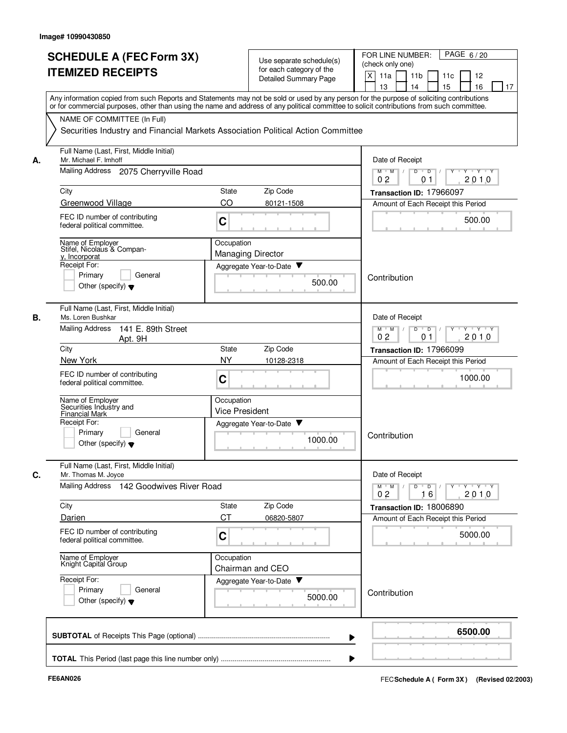Image# 10990430850

# SCHEDULE A (FEC Form 3X) ITEMIZED RECEIPTS

Use separate schedule(s) for each category of the Detailed Summary Page

FOR LINE NUMBER: (check only one)

[X] 11a [ ] 11b [ ] 11c [ ] 12 [ ] 13 [ ] 14 [ ] 15 [ ] 16 [ ] 17

PAGE 6 / 20

Any information copied from such Reports and Statements may not be sold or used by any person for the purpose of soliciting contributions or for commercial purposes, other than using the name and address of any political committee to solicit contributions from such committee.

NAME OF COMMITTEE (In Full)

Securities Industry and Financial Markets Association Political Action Committee

---

**A.**

Full Name (Last, First, Middle Initial): Mr. Michael F. Imhoff

Mailing Address: 2075 Cherryville Road

City: Greenwood Village | State: CO | Zip Code: 80121-1508

FEC ID number of contributing federal political committee: C

Name of Employer: Stifel, Nicolaus & Company, Incorporat

Occupation: Managing Director

Receipt For: [ ] Primary [ ] General [ ] Other (specify)

Aggregate Year-to-Date: 500.00

Date of Receipt: 02 / 01 / 2010

Transaction ID: 17966097

Amount of Each Receipt this Period: 500.00

Contribution

---

**B.**

Full Name (Last, First, Middle Initial): Ms. Loren Bushkar

Mailing Address: 141 E. 89th Street Apt. 9H

City: New York | State: NY | Zip Code: 10128-2318

FEC ID number of contributing federal political committee: C

Name of Employer: Securities Industry and Financial Mark

Occupation: Vice President

Receipt For: [ ] Primary [ ] General [ ] Other (specify)

Aggregate Year-to-Date: 1000.00

Date of Receipt: 02 / 01 / 2010

Transaction ID: 17966099

Amount of Each Receipt this Period: 1000.00

Contribution

---

**C.**

Full Name (Last, First, Middle Initial): Mr. Thomas M. Joyce

Mailing Address: 142 Goodwives River Road

City: Darien | State: CT | Zip Code: 06820-5807

FEC ID number of contributing federal political committee: C

Name of Employer: Knight Capital Group

Occupation: Chairman and CEO

Receipt For: [ ] Primary [ ] General [ ] Other (specify)

Aggregate Year-to-Date: 5000.00

Date of Receipt: 02 / 16 / 2010

Transaction ID: 18006890

Amount of Each Receipt this Period: 5000.00

Contribution

---

**SUBTOTAL** of Receipts This Page (optional): **6500.00**

**TOTAL** This Period (last page this line number only):

FE6AN026

FEC Schedule A ( Form 3X ) (Revised 02/2003)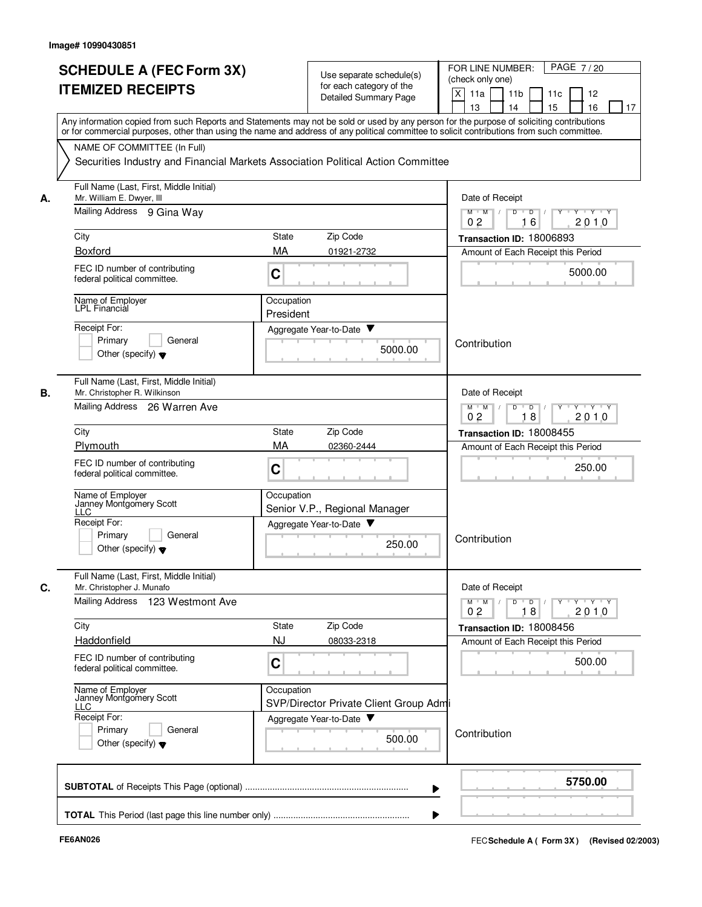Image# 10990430851

# SCHEDULE A (FEC Form 3X) ITEMIZED RECEIPTS

Use separate schedule(s) for each category of the Detailed Summary Page

FOR LINE NUMBER: (check only one)

[X] 11a [ ] 11b [ ] 11c [ ] 12 [ ] 13 [ ] 14 [ ] 15 [ ] 16 [ ] 17

PAGE 7 / 20

Any information copied from such Reports and Statements may not be sold or used by any person for the purpose of soliciting contributions or for commercial purposes, other than using the name and address of any political committee to solicit contributions from such committee.

NAME OF COMMITTEE (In Full)

Securities Industry and Financial Markets Association Political Action Committee

---

**A.** Full Name (Last, First, Middle Initial): Mr. William E. Dwyer, III

Mailing Address: 9 Gina Way

City: Boxford | State: MA | Zip Code: 01921-2732

FEC ID number of contributing federal political committee: C

Name of Employer: LPL Financial

Occupation: President

Receipt For: Primary / General / Other (specify)

Aggregate Year-to-Date: 5000.00

Date of Receipt: 02 / 16 / 2010

Transaction ID: 18006893

Amount of Each Receipt this Period: 5000.00

Contribution

---

**B.** Full Name (Last, First, Middle Initial): Mr. Christopher R. Wilkinson

Mailing Address: 26 Warren Ave

City: Plymouth | State: MA | Zip Code: 02360-2444

FEC ID number of contributing federal political committee: C

Name of Employer: Janney Montgomery Scott LLC

Occupation: Senior V.P., Regional Manager

Receipt For: Primary / General / Other (specify)

Aggregate Year-to-Date: 250.00

Date of Receipt: 02 / 18 / 2010

Transaction ID: 18008455

Amount of Each Receipt this Period: 250.00

Contribution

---

**C.** Full Name (Last, First, Middle Initial): Mr. Christopher J. Munafo

Mailing Address: 123 Westmont Ave

City: Haddonfield | State: NJ | Zip Code: 08033-2318

FEC ID number of contributing federal political committee: C

Name of Employer: Janney Montgomery Scott LLC

Occupation: SVP/Director Private Client Group Admi

Receipt For: Primary / General / Other (specify)

Aggregate Year-to-Date: 500.00

Date of Receipt: 02 / 18 / 2010

Transaction ID: 18008456

Amount of Each Receipt this Period: 500.00

Contribution

---

**SUBTOTAL** of Receipts This Page (optional): 5750.00

**TOTAL** This Period (last page this line number only):

FE6AN026

FEC Schedule A ( Form 3X ) (Revised 02/2003)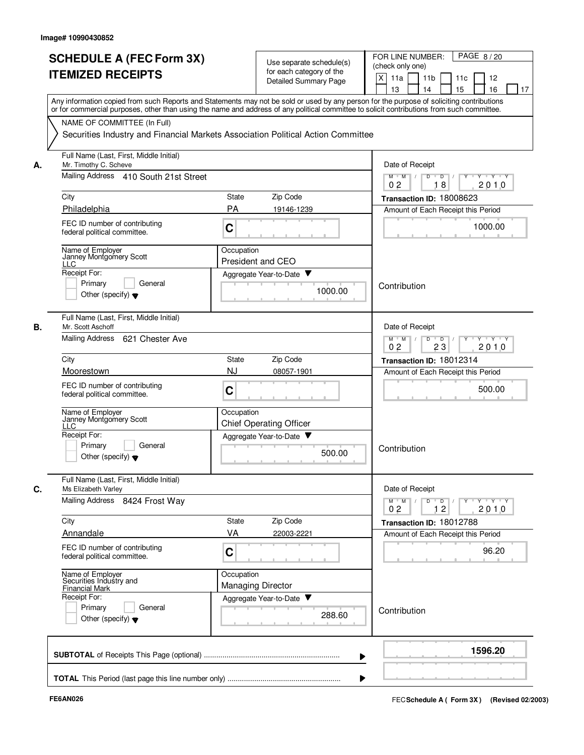Image# 10990430852

# SCHEDULE A (FEC Form 3X)
# ITEMIZED RECEIPTS

Use separate schedule(s) for each category of the Detailed Summary Page

FOR LINE NUMBER: (check only one)

[X] 11a [ ] 11b [ ] 11c [ ] 12 [ ] 13 [ ] 14 [ ] 15 [ ] 16 [ ] 17

PAGE 8 / 20

Any information copied from such Reports and Statements may not be sold or used by any person for the purpose of soliciting contributions or for commercial purposes, other than using the name and address of any political committee to solicit contributions from such committee.

NAME OF COMMITTEE (In Full)

Securities Industry and Financial Markets Association Political Action Committee

---

**A.** Full Name (Last, First, Middle Initial): Mr. Timothy C. Scheve

Mailing Address: 410 South 21st Street

City: Philadelphia | State: PA | Zip Code: 19146-1239

FEC ID number of contributing federal political committee: C

Name of Employer: Janney Montgomery Scott LLC

Occupation: President and CEO

Receipt For: [ ] Primary [ ] General [ ] Other (specify)

Aggregate Year-to-Date: 1000.00

Date of Receipt: 02 / 18 / 2010

Transaction ID: 18008623

Amount of Each Receipt this Period: 1000.00

Contribution

---

**B.** Full Name (Last, First, Middle Initial): Mr. Scott Aschoff

Mailing Address: 621 Chester Ave

City: Moorestown | State: NJ | Zip Code: 08057-1901

FEC ID number of contributing federal political committee: C

Name of Employer: Janney Montgomery Scott LLC

Occupation: Chief Operating Officer

Receipt For: [ ] Primary [ ] General [ ] Other (specify)

Aggregate Year-to-Date: 500.00

Date of Receipt: 02 / 23 / 2010

Transaction ID: 18012314

Amount of Each Receipt this Period: 500.00

Contribution

---

**C.** Full Name (Last, First, Middle Initial): Ms Elizabeth Varley

Mailing Address: 8424 Frost Way

City: Annandale | State: VA | Zip Code: 22003-2221

FEC ID number of contributing federal political committee: C

Name of Employer: Securities Industry and Financial Mark

Occupation: Managing Director

Receipt For: [ ] Primary [ ] General [ ] Other (specify)

Aggregate Year-to-Date: 288.60

Date of Receipt: 02 / 12 / 2010

Transaction ID: 18012788

Amount of Each Receipt this Period: 96.20

Contribution

---

**SUBTOTAL** of Receipts This Page (optional): 1596.20

**TOTAL** This Period (last page this line number only):

FE6AN026

FEC Schedule A ( Form 3X ) (Revised 02/2003)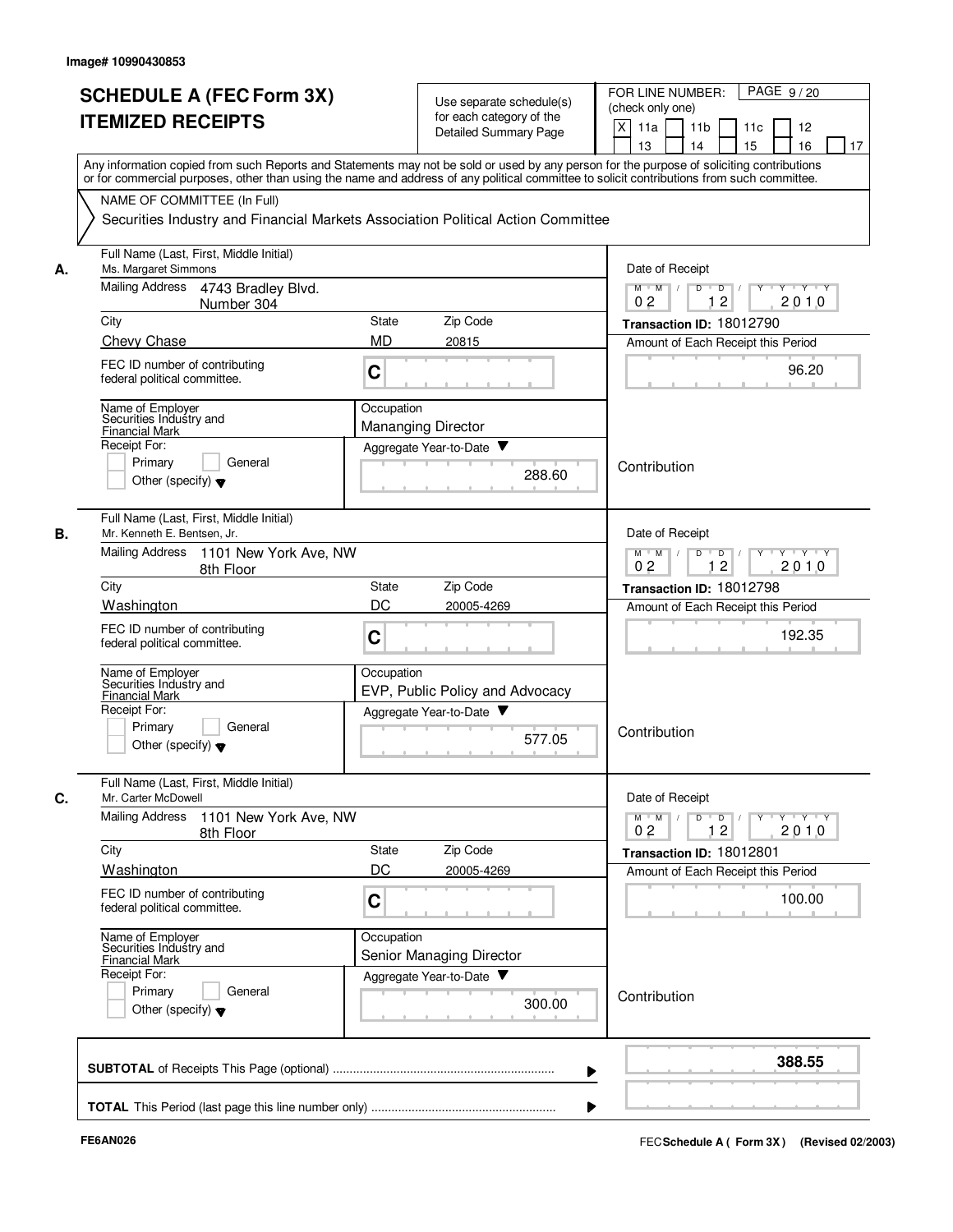Image# 10990430853

# SCHEDULE A (FEC Form 3X) ITEMIZED RECEIPTS

Use separate schedule(s) for each category of the Detailed Summary Page

FOR LINE NUMBER: (check only one)

[X] 11a [ ] 11b [ ] 11c [ ] 12 [ ] 13 [ ] 14 [ ] 15 [ ] 16 [ ] 17

PAGE 9 / 20

Any information copied from such Reports and Statements may not be sold or used by any person for the purpose of soliciting contributions or for commercial purposes, other than using the name and address of any political committee to solicit contributions from such committee.

NAME OF COMMITTEE (In Full)

Securities Industry and Financial Markets Association Political Action Committee

---

**A.** Full Name (Last, First, Middle Initial): Ms. Margaret Simmons

Mailing Address: 4743 Bradley Blvd. Number 304

City: Chevy Chase | State: MD | Zip Code: 20815

FEC ID number of contributing federal political committee: C

Name of Employer: Securities Industry and Financial Mark

Occupation: Mananging Director

Receipt For: [ ] Primary [ ] General [ ] Other (specify)

Aggregate Year-to-Date: 288.60

Date of Receipt: 02 12 2010

Transaction ID: 18012790

Amount of Each Receipt this Period: 96.20

Contribution

---

**B.** Full Name (Last, First, Middle Initial): Mr. Kenneth E. Bentsen, Jr.

Mailing Address: 1101 New York Ave, NW 8th Floor

City: Washington | State: DC | Zip Code: 20005-4269

FEC ID number of contributing federal political committee: C

Name of Employer: Securities Industry and Financial Mark

Occupation: EVP, Public Policy and Advocacy

Receipt For: [ ] Primary [ ] General [ ] Other (specify)

Aggregate Year-to-Date: 577.05

Date of Receipt: 02 12 2010

Transaction ID: 18012798

Amount of Each Receipt this Period: 192.35

Contribution

---

**C.** Full Name (Last, First, Middle Initial): Mr. Carter McDowell

Mailing Address: 1101 New York Ave, NW 8th Floor

City: Washington | State: DC | Zip Code: 20005-4269

FEC ID number of contributing federal political committee: C

Name of Employer: Securities Industry and Financial Mark

Occupation: Senior Managing Director

Receipt For: [ ] Primary [ ] General [ ] Other (specify)

Aggregate Year-to-Date: 300.00

Date of Receipt: 02 12 2010

Transaction ID: 18012801

Amount of Each Receipt this Period: 100.00

Contribution

---

**SUBTOTAL** of Receipts This Page (optional) ........ **388.55**

**TOTAL** This Period (last page this line number only) ........

FE6AN026

FEC **Schedule A ( Form 3X )** (Revised 02/2003)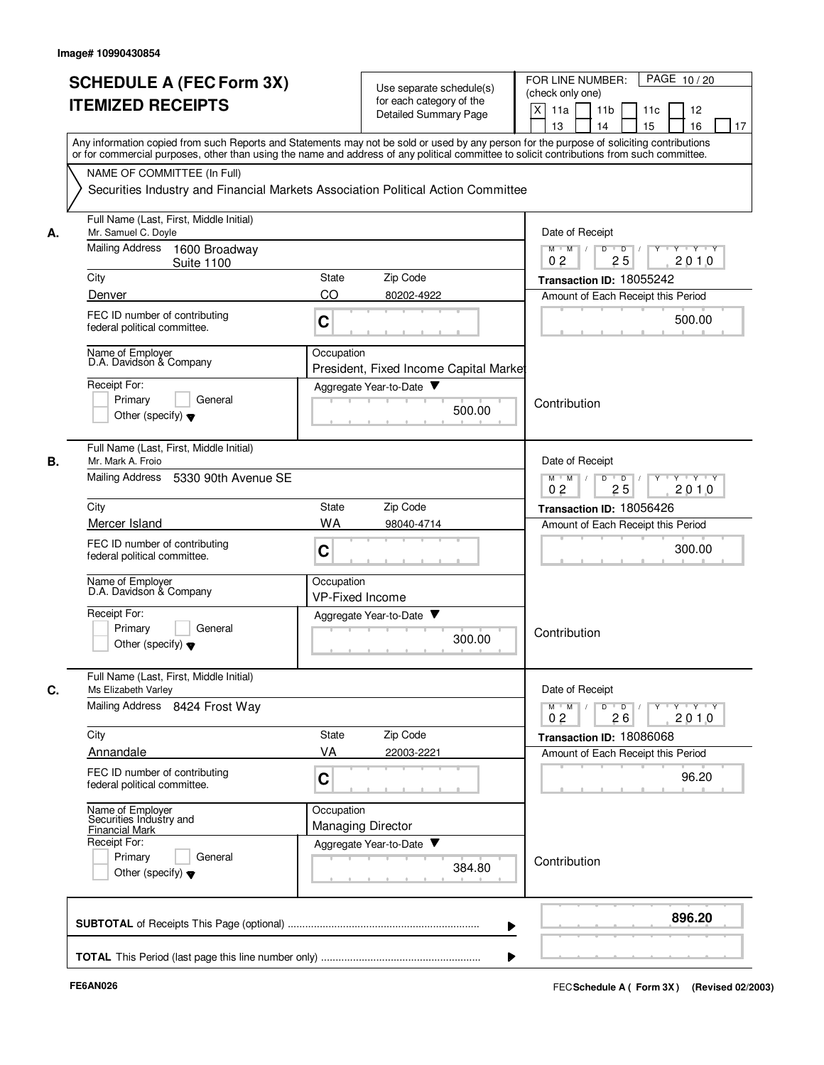Image# 10990430854

# SCHEDULE A (FEC Form 3X) ITEMIZED RECEIPTS

Use separate schedule(s) for each category of the Detailed Summary Page

FOR LINE NUMBER: (check only one)

[X] 11a [ ] 11b [ ] 11c [ ] 12 [ ] 13 [ ] 14 [ ] 15 [ ] 16 [ ] 17

PAGE 10 / 20

Any information copied from such Reports and Statements may not be sold or used by any person for the purpose of soliciting contributions or for commercial purposes, other than using the name and address of any political committee to solicit contributions from such committee.

NAME OF COMMITTEE (In Full)

Securities Industry and Financial Markets Association Political Action Committee

---

**A.** Full Name (Last, First, Middle Initial): Mr. Samuel C. Doyle

Mailing Address: 1600 Broadway, Suite 1100

City: Denver | State: CO | Zip Code: 80202-4922

FEC ID number of contributing federal political committee: C

Name of Employer: D.A. Davidson & Company

Occupation: President, Fixed Income Capital Market

Receipt For: [ ] Primary [ ] General [ ] Other (specify)

Aggregate Year-to-Date: 500.00

Date of Receipt: 02 / 25 / 2010

Transaction ID: 18055242

Amount of Each Receipt this Period: 500.00

Contribution

---

**B.** Full Name (Last, First, Middle Initial): Mr. Mark A. Froio

Mailing Address: 5330 90th Avenue SE

City: Mercer Island | State: WA | Zip Code: 98040-4714

FEC ID number of contributing federal political committee: C

Name of Employer: D.A. Davidson & Company

Occupation: VP-Fixed Income

Receipt For: [ ] Primary [ ] General [ ] Other (specify)

Aggregate Year-to-Date: 300.00

Date of Receipt: 02 / 25 / 2010

Transaction ID: 18056426

Amount of Each Receipt this Period: 300.00

Contribution

---

**C.** Full Name (Last, First, Middle Initial): Ms Elizabeth Varley

Mailing Address: 8424 Frost Way

City: Annandale | State: VA | Zip Code: 22003-2221

FEC ID number of contributing federal political committee: C

Name of Employer: Securities Industry and Financial Mark

Occupation: Managing Director

Receipt For: [ ] Primary [ ] General [ ] Other (specify)

Aggregate Year-to-Date: 384.80

Date of Receipt: 02 / 26 / 2010

Transaction ID: 18086068

Amount of Each Receipt this Period: 96.20

Contribution

---

**SUBTOTAL** of Receipts This Page (optional): **896.20**

**TOTAL** This Period (last page this line number only):

FE6AN026

FEC Schedule A ( Form 3X ) (Revised 02/2003)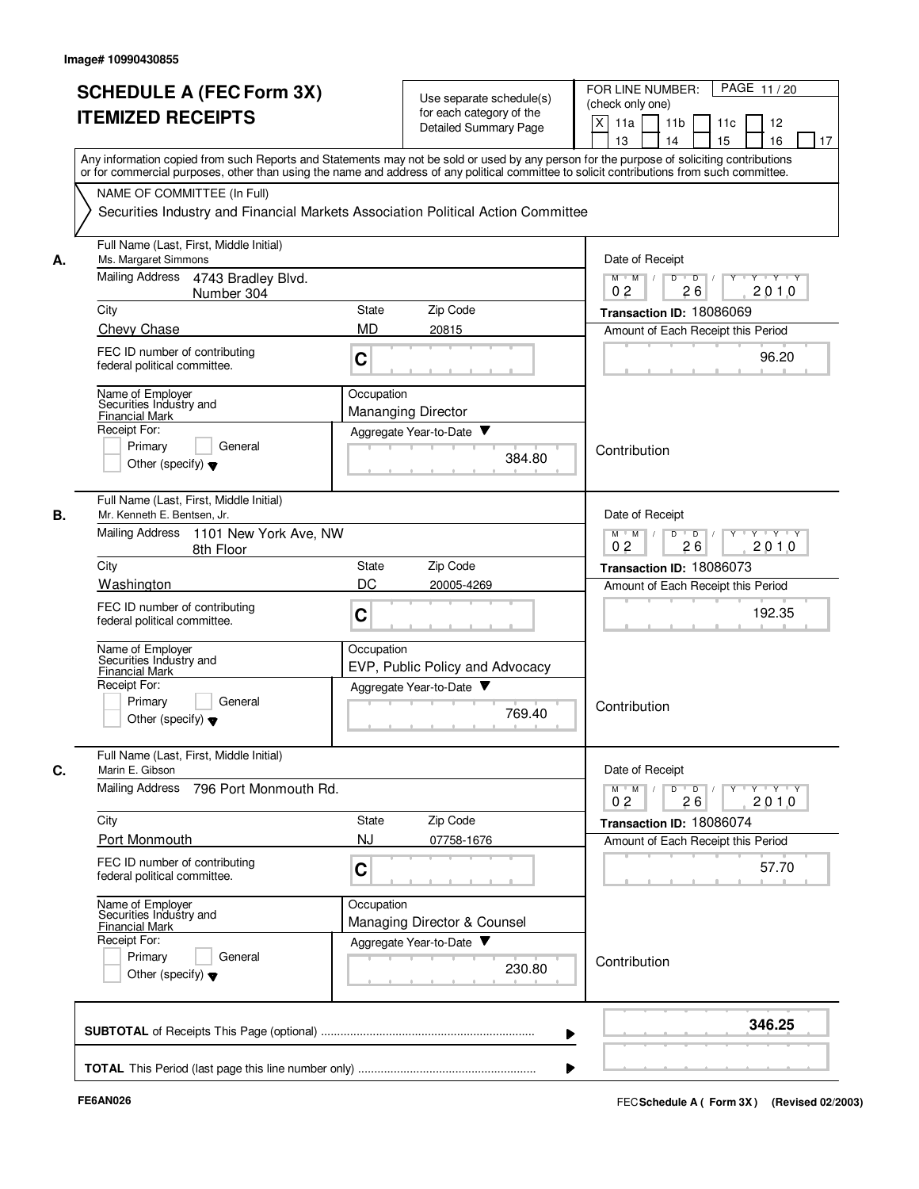Image# 10990430855

# SCHEDULE A (FEC Form 3X)
## ITEMIZED RECEIPTS

Use separate schedule(s) for each category of the Detailed Summary Page

FOR LINE NUMBER: (check only one)
[X] 11a [ ] 11b [ ] 11c [ ] 12 [ ] 13 [ ] 14 [ ] 15 [ ] 16 [ ] 17

Any information copied from such Reports and Statements may not be sold or used by any person for the purpose of soliciting contributions or for commercial purposes, other than using the name and address of any political committee to solicit contributions from such committee.

NAME OF COMMITTEE (In Full)
Securities Industry and Financial Markets Association Political Action Committee

---

**A.**

| Field | Value |
|---|---|
| Full Name (Last, First, Middle Initial) | Ms. Margaret Simmons |
| Mailing Address | 4743 Bradley Blvd. Number 304 |
| City | Chevy Chase |
| State | MD |
| Zip Code | 20815 |
| FEC ID number of contributing federal political committee. | C |
| Name of Employer | Securities Industry and Financial Mark |
| Occupation | Mananging Director |
| Receipt For: | [ ] Primary [ ] General [ ] Other (specify) |
| Aggregate Year-to-Date | 384.80 |
| Date of Receipt | 02 26 2010 |
| Transaction ID | 18086069 |
| Amount of Each Receipt this Period | 96.20 |
| | Contribution |

**B.**

| Field | Value |
|---|---|
| Full Name (Last, First, Middle Initial) | Mr. Kenneth E. Bentsen, Jr. |
| Mailing Address | 1101 New York Ave, NW 8th Floor |
| City | Washington |
| State | DC |
| Zip Code | 20005-4269 |
| FEC ID number of contributing federal political committee. | C |
| Name of Employer | Securities Industry and Financial Mark |
| Occupation | EVP, Public Policy and Advocacy |
| Receipt For: | [ ] Primary [ ] General [ ] Other (specify) |
| Aggregate Year-to-Date | 769.40 |
| Date of Receipt | 02 26 2010 |
| Transaction ID | 18086073 |
| Amount of Each Receipt this Period | 192.35 |
| | Contribution |

**C.**

| Field | Value |
|---|---|
| Full Name (Last, First, Middle Initial) | Marin E. Gibson |
| Mailing Address | 796 Port Monmouth Rd. |
| City | Port Monmouth |
| State | NJ |
| Zip Code | 07758-1676 |
| FEC ID number of contributing federal political committee. | C |
| Name of Employer | Securities Industry and Financial Mark |
| Occupation | Managing Director & Counsel |
| Receipt For: | [ ] Primary [ ] General [ ] Other (specify) |
| Aggregate Year-to-Date | 230.80 |
| Date of Receipt | 02 26 2010 |
| Transaction ID | 18086074 |
| Amount of Each Receipt this Period | 57.70 |
| | Contribution |

---

**SUBTOTAL** of Receipts This Page (optional) ........ **346.25**

**TOTAL** This Period (last page this line number only) ........

FE6AN026

FEC **Schedule A ( Form 3X )** (Revised 02/2003)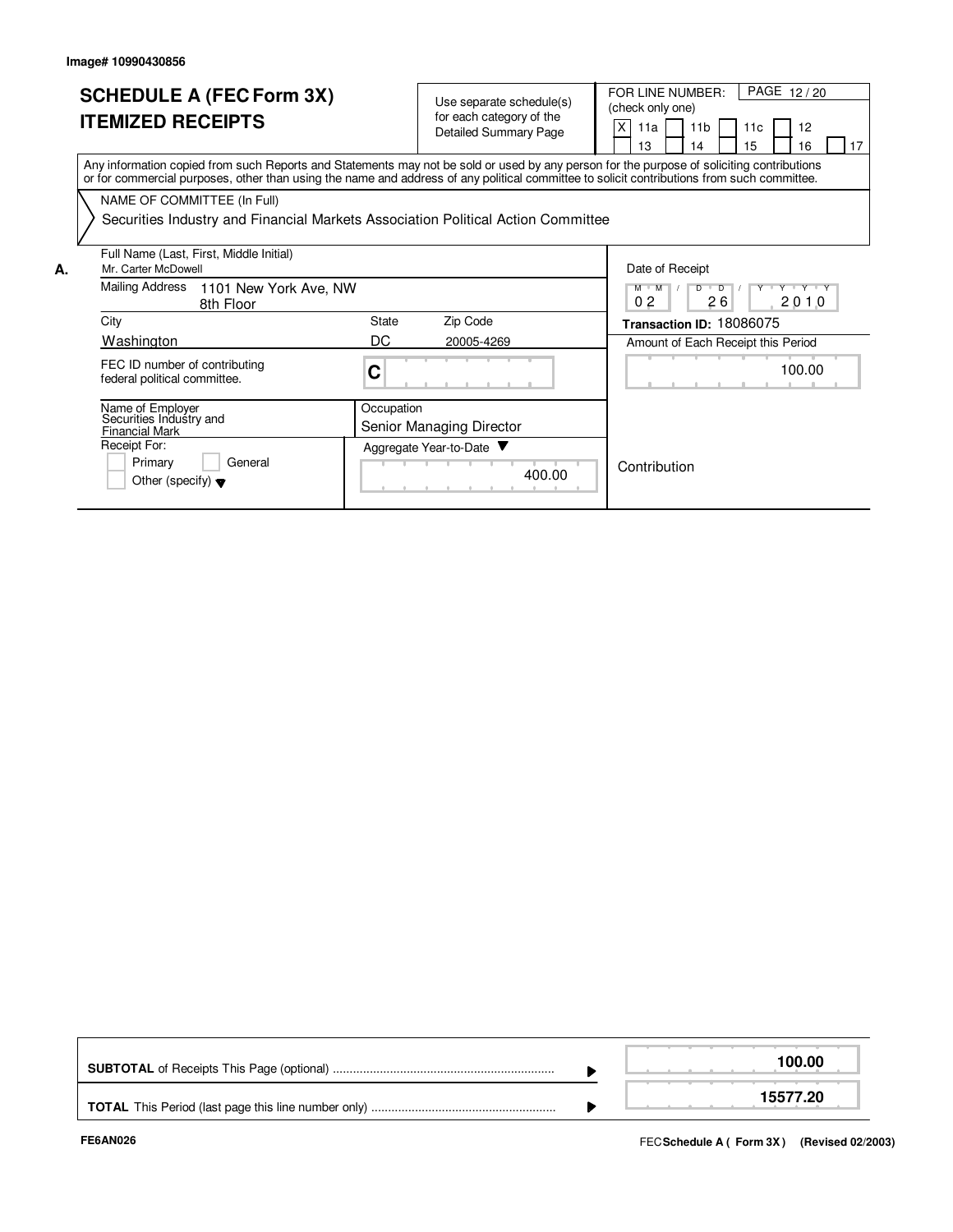Image# 10990430856

# SCHEDULE A (FEC Form 3X) ITEMIZED RECEIPTS

Use separate schedule(s) for each category of the Detailed Summary Page

FOR LINE NUMBER: (check only one)

[X] 11a [ ] 11b [ ] 11c [ ] 12 [ ] 13 [ ] 14 [ ] 15 [ ] 16 [ ] 17

Any information copied from such Reports and Statements may not be sold or used by any person for the purpose of soliciting contributions or for commercial purposes, other than using the name and address of any political committee to solicit contributions from such committee.

NAME OF COMMITTEE (In Full)

Securities Industry and Financial Markets Association Political Action Committee

**A.**

| Field | Value |
|---|---|
| Full Name (Last, First, Middle Initial) | Mr. Carter McDowell |
| Mailing Address | 1101 New York Ave, NW<br>8th Floor |
| City | Washington |
| State | DC |
| Zip Code | 20005-4269 |
| FEC ID number of contributing federal political committee. | C |
| Name of Employer | Securities Industry and Financial Mark |
| Occupation | Senior Managing Director |
| Receipt For | [ ] Primary [ ] General [ ] Other (specify) |
| Aggregate Year-to-Date | 400.00 |
| Date of Receipt | 02 / 26 / 2010 |
| Transaction ID | 18086075 |
| Amount of Each Receipt this Period | 100.00 |
| Description | Contribution |

| | |
|---|---|
| **SUBTOTAL** of Receipts This Page (optional) | **100.00** |
| **TOTAL** This Period (last page this line number only) | **15577.20** |

FE6AN026

FEC **Schedule A ( Form 3X )** (Revised 02/2003)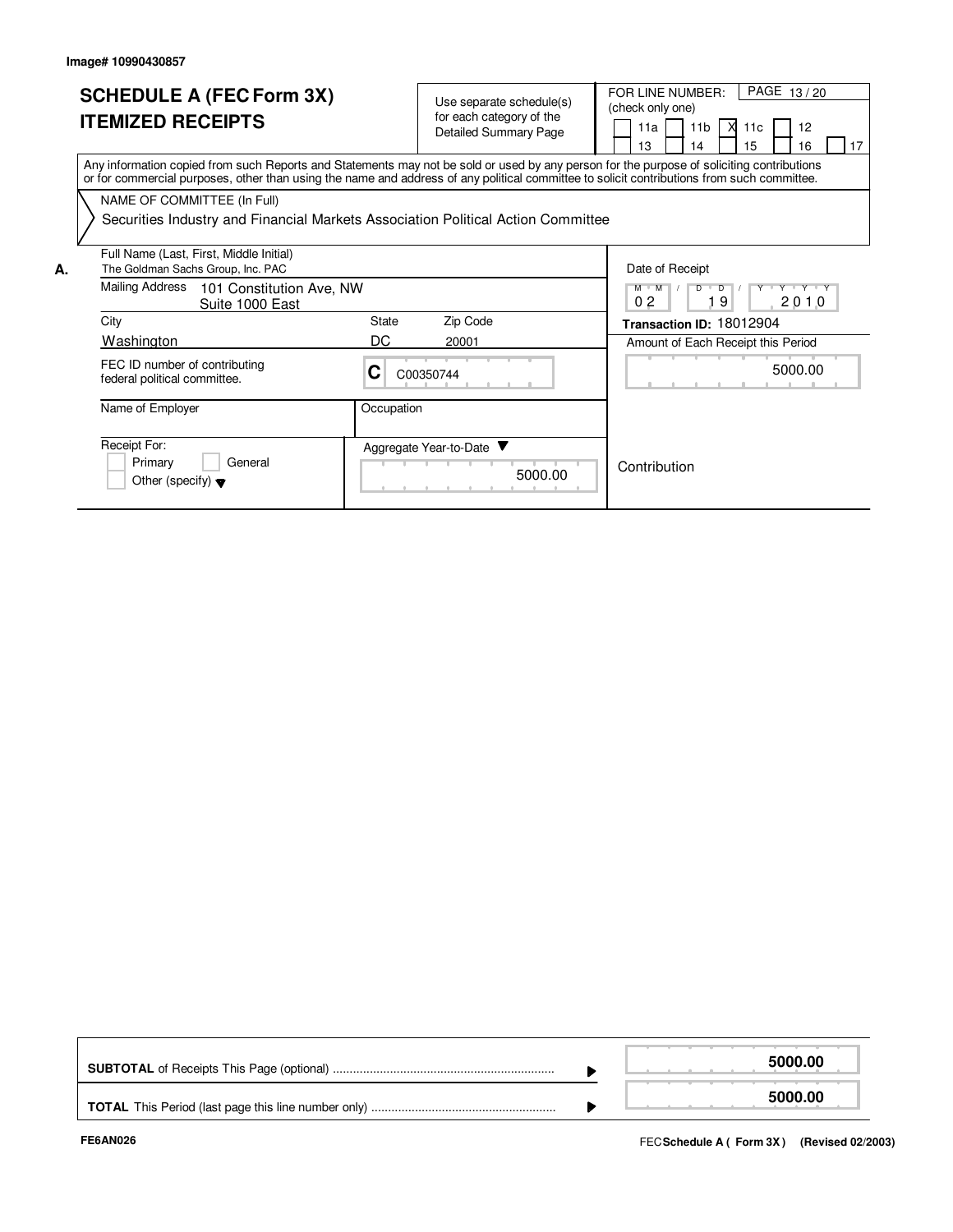Image# 10990430857

# SCHEDULE A (FEC Form 3X) ITEMIZED RECEIPTS

Use separate schedule(s) for each category of the Detailed Summary Page

FOR LINE NUMBER: (check only one)

[ ] 11a [ ] 11b [X] 11c [ ] 12 [ ] 13 [ ] 14 [ ] 15 [ ] 16 [ ] 17

PAGE 13 / 20

Any information copied from such Reports and Statements may not be sold or used by any person for the purpose of soliciting contributions or for commercial purposes, other than using the name and address of any political committee to solicit contributions from such committee.

NAME OF COMMITTEE (In Full)

Securities Industry and Financial Markets Association Political Action Committee

**A.** Full Name (Last, First, Middle Initial)
The Goldman Sachs Group, Inc. PAC

Mailing Address: 101 Constitution Ave, NW
Suite 1000 East

| City | State | Zip Code |
|---|---|---|
| Washington | DC | 20001 |

FEC ID number of contributing federal political committee: C C00350744

Name of Employer:

Occupation:

Receipt For:
[ ] Primary [ ] General
[ ] Other (specify)

Aggregate Year-to-Date: 5000.00

Date of Receipt: 02 / 19 / 2010

**Transaction ID:** 18012904

Amount of Each Receipt this Period: 5000.00

Contribution

| | |
|---|---|
| **SUBTOTAL** of Receipts This Page (optional) | **5000.00** |
| **TOTAL** This Period (last page this line number only) | **5000.00** |

FE6AN026

FEC **Schedule A ( Form 3X )** (Revised 02/2003)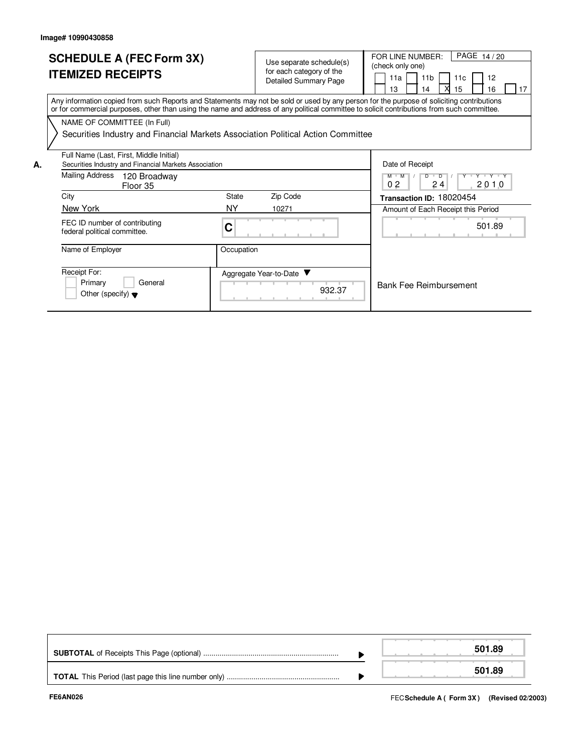Image# 10990430858

# SCHEDULE A (FEC Form 3X)
# ITEMIZED RECEIPTS

Use separate schedule(s) for each category of the Detailed Summary Page

FOR LINE NUMBER: (check only one)

[ ] 11a [ ] 11b [ ] 11c [ ] 12 [ ] 13 [ ] 14 [X] 15 [ ] 16 [ ] 17

Any information copied from such Reports and Statements may not be sold or used by any person for the purpose of soliciting contributions or for commercial purposes, other than using the name and address of any political committee to solicit contributions from such committee.

NAME OF COMMITTEE (In Full)

Securities Industry and Financial Markets Association Political Action Committee

**A.** Full Name (Last, First, Middle Initial)
Securities Industry and Financial Markets Association

Mailing Address: 120 Broadway, Floor 35

City: New York | State: NY | Zip Code: 10271

FEC ID number of contributing federal political committee: C

Name of Employer:

Occupation:

Receipt For: [ ] Primary [ ] General [ ] Other (specify)

Aggregate Year-to-Date: 932.37

Date of Receipt: 02 / 24 / 2010

**Transaction ID:** 18020454

Amount of Each Receipt this Period: 501.89

Bank Fee Reimbursement

| | |
|---|---|
| **SUBTOTAL** of Receipts This Page (optional) | **501.89** |
| **TOTAL** This Period (last page this line number only) | **501.89** |

FE6AN026

FEC **Schedule A ( Form 3X )** (Revised 02/2003)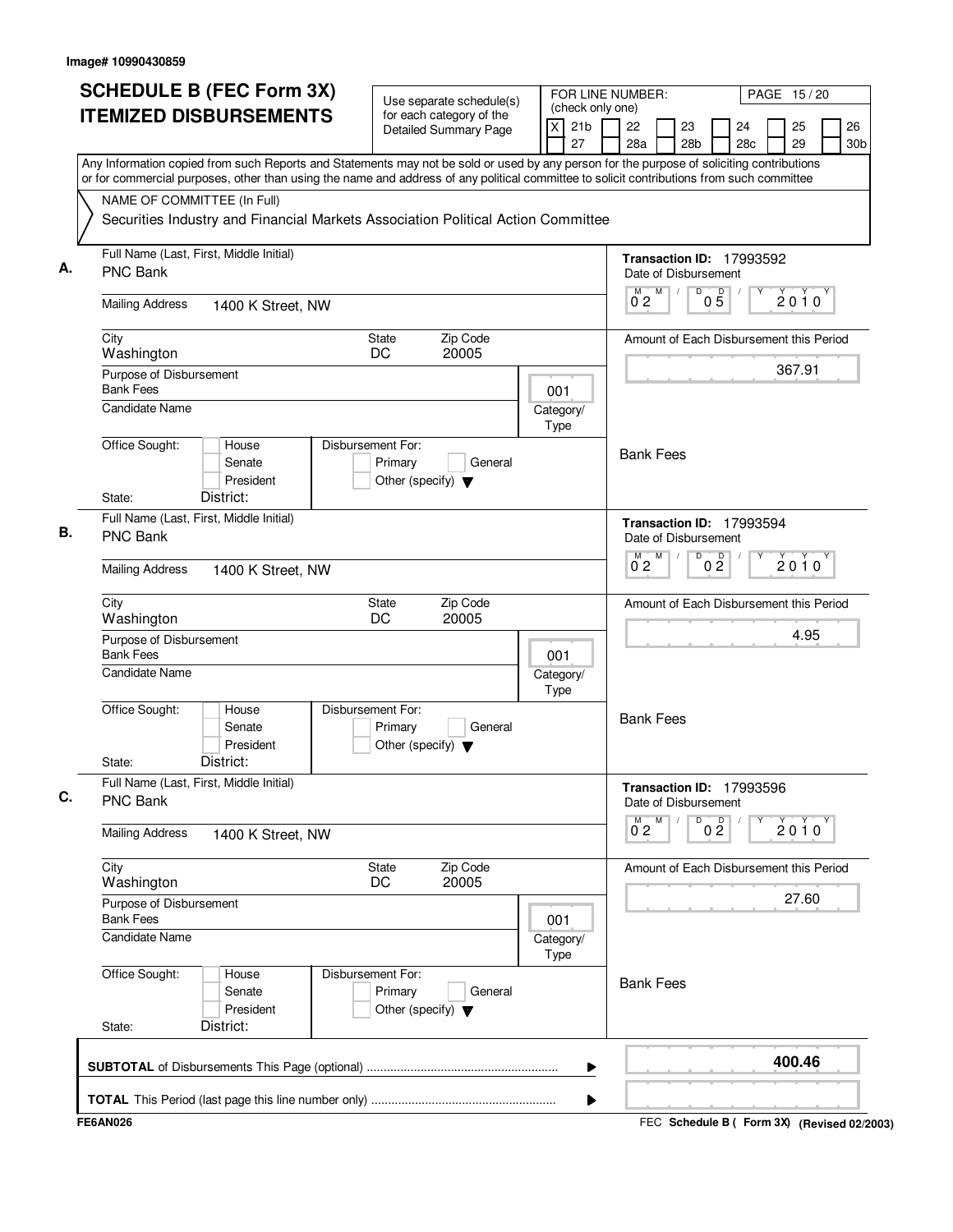Image# 10990430859

# SCHEDULE B (FEC Form 3X) ITEMIZED DISBURSEMENTS

Use separate schedule(s) for each category of the Detailed Summary Page

FOR LINE NUMBER: (check only one)

- [X] 21b
- [ ] 22
- [ ] 23
- [ ] 24
- [ ] 25
- [ ] 26
- [ ] 27
- [ ] 28a
- [ ] 28b
- [ ] 28c
- [ ] 29
- [ ] 30b

Any Information copied from such Reports and Statements may not be sold or used by any person for the purpose of soliciting contributions or for commercial purposes, other than using the name and address of any political committee to solicit contributions from such committee

NAME OF COMMITTEE (In Full)
Securities Industry and Financial Markets Association Political Action Committee

---

**A.** Full Name (Last, First, Middle Initial): PNC Bank

Transaction ID: 17993592

Mailing Address: 1400 K Street, NW

Date of Disbursement: 02 / 05 / 2010

City: Washington | State: DC | Zip Code: 20005

Amount of Each Disbursement this Period: 367.91

Purpose of Disbursement: Bank Fees

Category/Type: 001

Candidate Name:

Office Sought: [ ] House [ ] Senate [ ] President

Disbursement For: [ ] Primary [ ] General [ ] Other (specify)

Bank Fees

State: District:

---

**B.** Full Name (Last, First, Middle Initial): PNC Bank

Transaction ID: 17993594

Mailing Address: 1400 K Street, NW

Date of Disbursement: 02 / 02 / 2010

City: Washington | State: DC | Zip Code: 20005

Amount of Each Disbursement this Period: 4.95

Purpose of Disbursement: Bank Fees

Category/Type: 001

Candidate Name:

Office Sought: [ ] House [ ] Senate [ ] President

Disbursement For: [ ] Primary [ ] General [ ] Other (specify)

Bank Fees

State: District:

---

**C.** Full Name (Last, First, Middle Initial): PNC Bank

Transaction ID: 17993596

Mailing Address: 1400 K Street, NW

Date of Disbursement: 02 / 02 / 2010

City: Washington | State: DC | Zip Code: 20005

Amount of Each Disbursement this Period: 27.60

Purpose of Disbursement: Bank Fees

Category/Type: 001

Candidate Name:

Office Sought: [ ] House [ ] Senate [ ] President

Disbursement For: [ ] Primary [ ] General [ ] Other (specify)

Bank Fees

State: District:

---

**SUBTOTAL** of Disbursements This Page (optional): **400.46**

**TOTAL** This Period (last page this line number only):

FE6AN026 — FEC Schedule B ( Form 3X) (Revised 02/2003)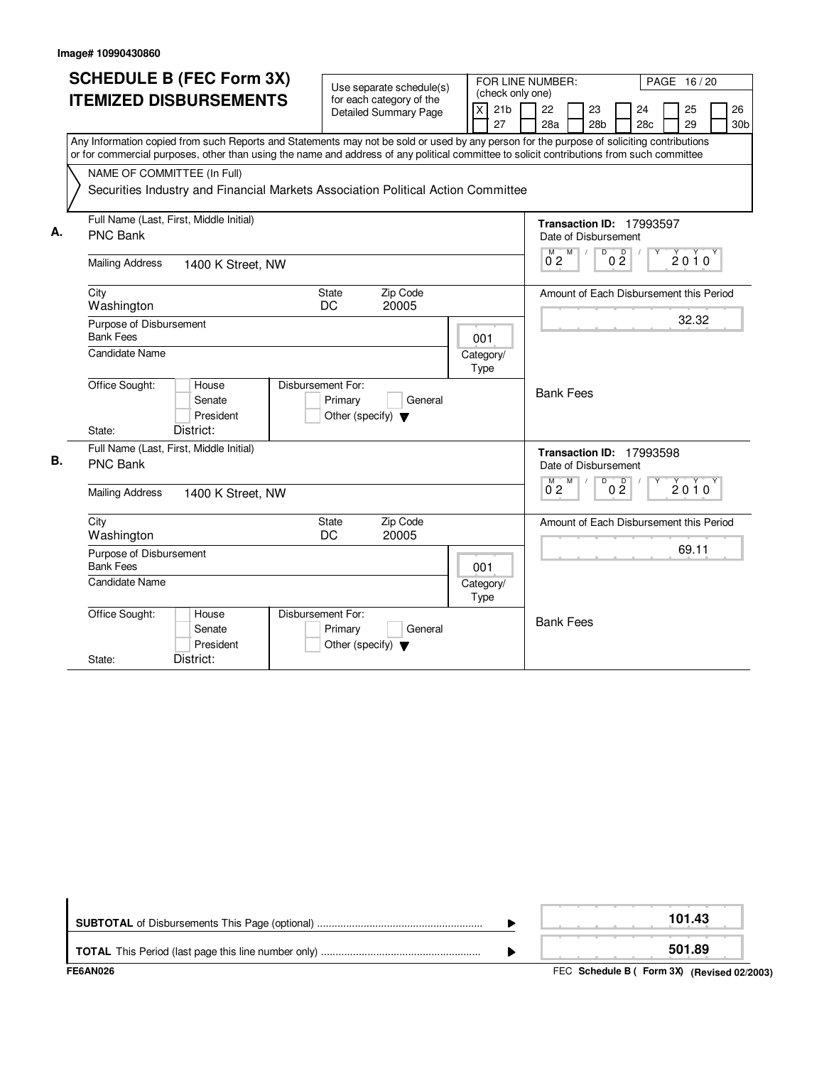Image# 10990430860

# SCHEDULE B (FEC Form 3X)
# ITEMIZED DISBURSEMENTS

Use separate schedule(s) for each category of the Detailed Summary Page

FOR LINE NUMBER: (check only one)

[X] 21b [ ] 22 [ ] 23 [ ] 24 [ ] 25 [ ] 26
[ ] 27 [ ] 28a [ ] 28b [ ] 28c [ ] 29 [ ] 30b

PAGE 16 / 20

Any Information copied from such Reports and Statements may not be sold or used by any person for the purpose of soliciting contributions or for commercial purposes, other than using the name and address of any political committee to solicit contributions from such committee

NAME OF COMMITTEE (In Full)
Securities Industry and Financial Markets Association Political Action Committee

---

**A.** Full Name (Last, First, Middle Initial): PNC Bank

Mailing Address: 1400 K Street, NW

City: Washington | State: DC | Zip Code: 20005

Purpose of Disbursement: Bank Fees

Category/Type: 001

Candidate Name:

Office Sought: [ ] House [ ] Senate [ ] President

State: District:

Disbursement For: [ ] Primary [ ] General [ ] Other (specify)

Transaction ID: 17993597

Date of Disbursement: 02 / 02 / 2010

Amount of Each Disbursement this Period: 32.32

Bank Fees

---

**B.** Full Name (Last, First, Middle Initial): PNC Bank

Mailing Address: 1400 K Street, NW

City: Washington | State: DC | Zip Code: 20005

Purpose of Disbursement: Bank Fees

Category/Type: 001

Candidate Name:

Office Sought: [ ] House [ ] Senate [ ] President

State: District:

Disbursement For: [ ] Primary [ ] General [ ] Other (specify)

Transaction ID: 17993598

Date of Disbursement: 02 / 02 / 2010

Amount of Each Disbursement this Period: 69.11

Bank Fees

---

| | |
|---|---|
| **SUBTOTAL** of Disbursements This Page (optional) | 101.43 |
| **TOTAL** This Period (last page this line number only) | 501.89 |

FE6AN026

FEC **Schedule B ( Form 3X)** **(Revised 02/2003)**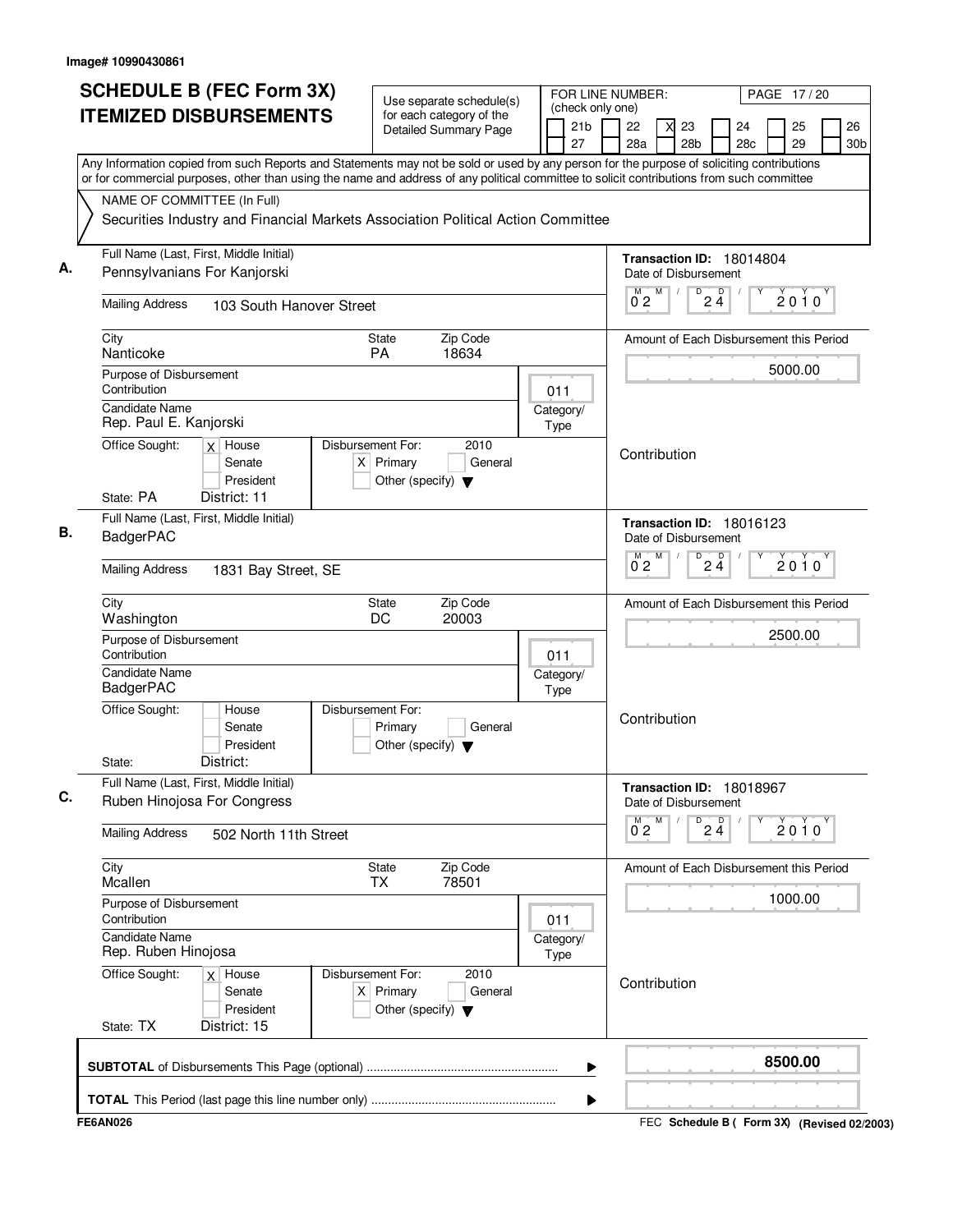Image# 10990430861

# SCHEDULE B (FEC Form 3X) ITEMIZED DISBURSEMENTS

Use separate schedule(s) for each category of the Detailed Summary Page

FOR LINE NUMBER: (check only one)

21b, 22, [X] 23, 24, 25, 26, 27, 28a, 28b, 28c, 29, 30b

PAGE 17 / 20

Any Information copied from such Reports and Statements may not be sold or used by any person for the purpose of soliciting contributions or for commercial purposes, other than using the name and address of any political committee to solicit contributions from such committee

NAME OF COMMITTEE (In Full)
Securities Industry and Financial Markets Association Political Action Committee

**A.** Full Name (Last, First, Middle Initial): Pennsylvanians For Kanjorski
Transaction ID: 18014804
Mailing Address: 103 South Hanover Street
Date of Disbursement: 02 / 24 / 2010
City: Nanticoke | State: PA | Zip Code: 18634
Amount of Each Disbursement this Period: 5000.00
Purpose of Disbursement: Contribution
Category/Type: 011
Candidate Name: Rep. Paul E. Kanjorski
Office Sought: [X] House [ ] Senate [ ] President
State: PA District: 11
Disbursement For: 2010 [X] Primary [ ] General [ ] Other (specify)
Contribution

**B.** Full Name (Last, First, Middle Initial): BadgerPAC
Transaction ID: 18016123
Mailing Address: 1831 Bay Street, SE
Date of Disbursement: 02 / 24 / 2010
City: Washington | State: DC | Zip Code: 20003
Amount of Each Disbursement this Period: 2500.00
Purpose of Disbursement: Contribution
Category/Type: 011
Candidate Name: BadgerPAC
Office Sought: [ ] House [ ] Senate [ ] President
State: District:
Disbursement For: [ ] Primary [ ] General [ ] Other (specify)
Contribution

**C.** Full Name (Last, First, Middle Initial): Ruben Hinojosa For Congress
Transaction ID: 18018967
Mailing Address: 502 North 11th Street
Date of Disbursement: 02 / 24 / 2010
City: Mcallen | State: TX | Zip Code: 78501
Amount of Each Disbursement this Period: 1000.00
Purpose of Disbursement: Contribution
Category/Type: 011
Candidate Name: Rep. Ruben Hinojosa
Office Sought: [X] House [ ] Senate [ ] President
State: TX District: 15
Disbursement For: 2010 [X] Primary [ ] General [ ] Other (specify)
Contribution

**SUBTOTAL** of Disbursements This Page (optional): **8500.00**

**TOTAL** This Period (last page this line number only):

FE6AN026 — FEC Schedule B ( Form 3X) (Revised 02/2003)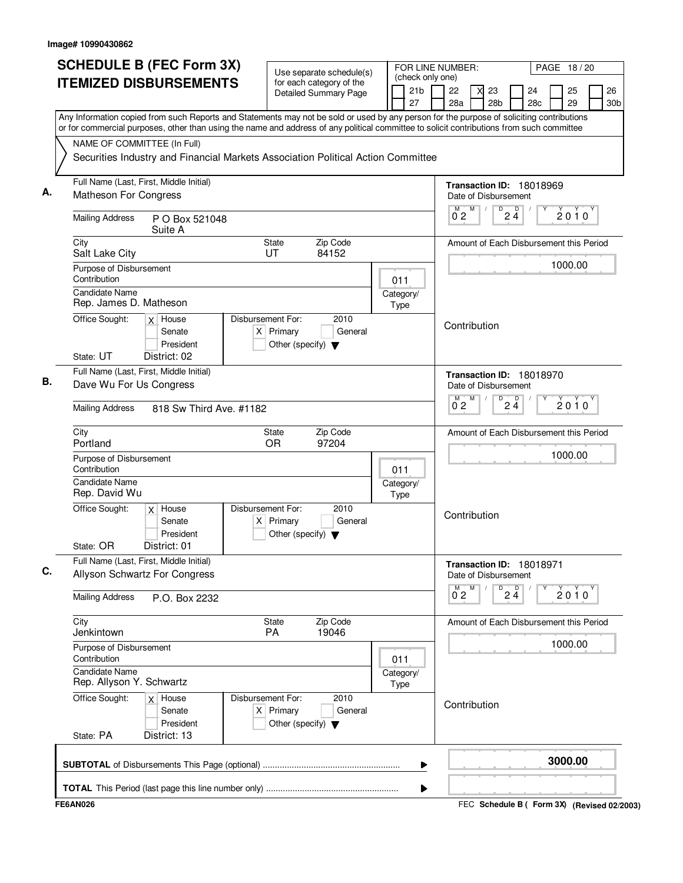Image# 10990430862

# SCHEDULE B (FEC Form 3X) ITEMIZED DISBURSEMENTS

Use separate schedule(s) for each category of the Detailed Summary Page

FOR LINE NUMBER: (check only one)

21b | 22 | X 23 | 24 | 25 | 26
27 | 28a | 28b | 28c | 29 | 30b

PAGE 18 / 20

Any Information copied from such Reports and Statements may not be sold or used by any person for the purpose of soliciting contributions or for commercial purposes, other than using the name and address of any political committee to solicit contributions from such committee

NAME OF COMMITTEE (In Full)
Securities Industry and Financial Markets Association Political Action Committee

## A.

Full Name (Last, First, Middle Initial): Matheson For Congress

Mailing Address: P O Box 521048, Suite A

City: Salt Lake City | State: UT | Zip Code: 84152

Transaction ID: 18018969

Date of Disbursement: 02 / 24 / 2010

Amount of Each Disbursement this Period: 1000.00

Purpose of Disbursement: Contribution

Category/Type: 011

Candidate Name: Rep. James D. Matheson

Office Sought: [X] House [ ] Senate [ ] President

State: UT District: 02

Disbursement For: 2010 [X] Primary [ ] General [ ] Other (specify)

Contribution

## B.

Full Name (Last, First, Middle Initial): Dave Wu For Us Congress

Mailing Address: 818 Sw Third Ave. #1182

City: Portland | State: OR | Zip Code: 97204

Transaction ID: 18018970

Date of Disbursement: 02 / 24 / 2010

Amount of Each Disbursement this Period: 1000.00

Purpose of Disbursement: Contribution

Category/Type: 011

Candidate Name: Rep. David Wu

Office Sought: [X] House [ ] Senate [ ] President

State: OR District: 01

Disbursement For: 2010 [X] Primary [ ] General [ ] Other (specify)

Contribution

## C.

Full Name (Last, First, Middle Initial): Allyson Schwartz For Congress

Mailing Address: P.O. Box 2232

City: Jenkintown | State: PA | Zip Code: 19046

Transaction ID: 18018971

Date of Disbursement: 02 / 24 / 2010

Amount of Each Disbursement this Period: 1000.00

Purpose of Disbursement: Contribution

Category/Type: 011

Candidate Name: Rep. Allyson Y. Schwartz

Office Sought: [X] House [ ] Senate [ ] President

State: PA District: 13

Disbursement For: 2010 [X] Primary [ ] General [ ] Other (specify)

Contribution

**SUBTOTAL** of Disbursements This Page (optional) ........ **3000.00**

**TOTAL** This Period (last page this line number only) ........

FE6AN026

FEC **Schedule B ( Form 3X)** (Revised 02/2003)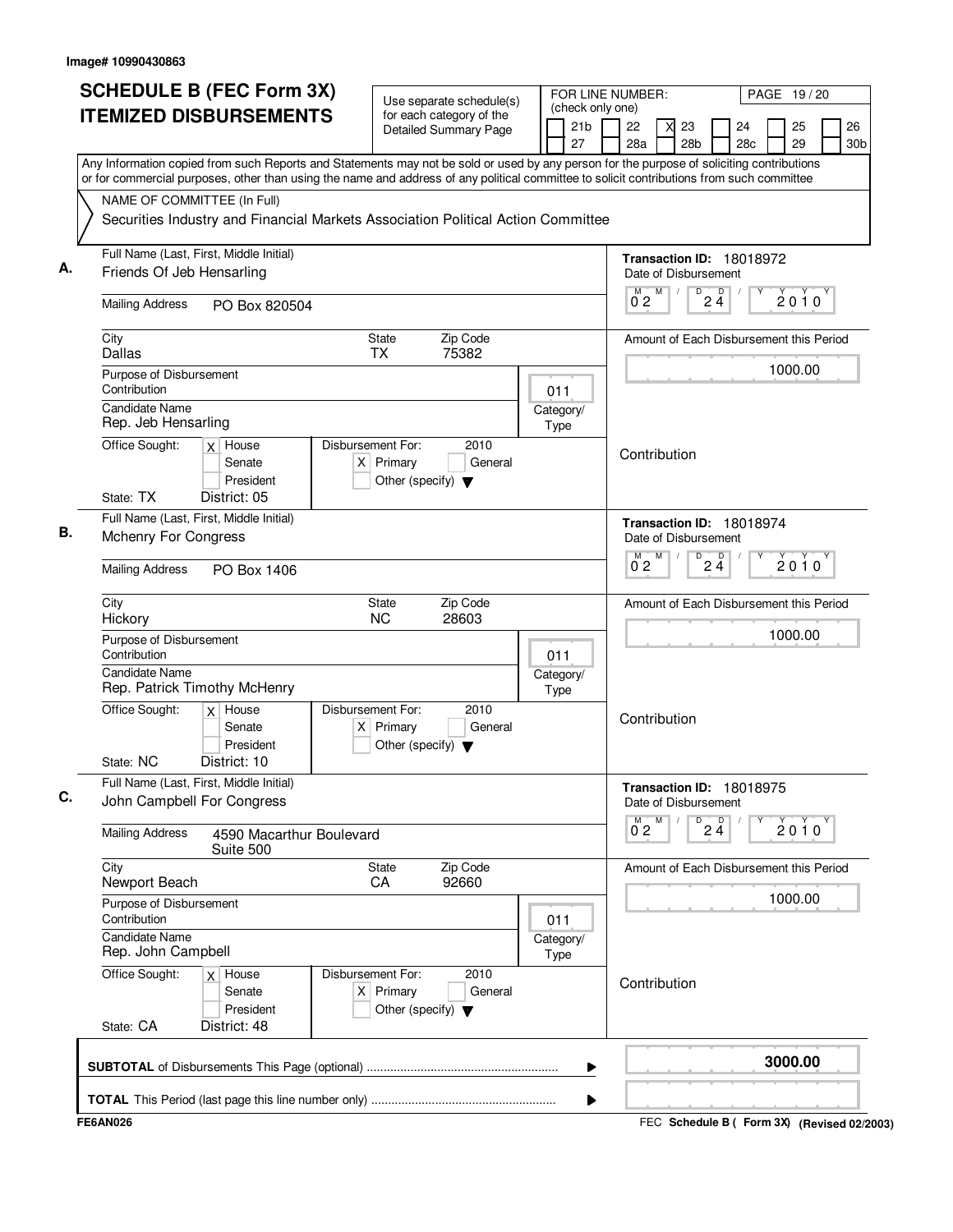Image# 10990430863

# SCHEDULE B (FEC Form 3X)
## ITEMIZED DISBURSEMENTS

Use separate schedule(s) for each category of the Detailed Summary Page

FOR LINE NUMBER: (check only one)

21b | 22 | X 23 | 24 | 25 | 26
27 | 28a | 28b | 28c | 29 | 30b

PAGE 19 / 20

Any Information copied from such Reports and Statements may not be sold or used by any person for the purpose of soliciting contributions or for commercial purposes, other than using the name and address of any political committee to solicit contributions from such committee

NAME OF COMMITTEE (In Full)
Securities Industry and Financial Markets Association Political Action Committee

---

**A.**

Full Name (Last, First, Middle Initial): Friends Of Jeb Hensarling

Mailing Address: PO Box 820504

City: Dallas | State: TX | Zip Code: 75382

Purpose of Disbursement: Contribution

Category/Type: 011

Candidate Name: Rep. Jeb Hensarling

Office Sought: [X] House [ ] Senate [ ] President

State: TX District: 05

Disbursement For: 2010 [X] Primary [ ] General [ ] Other (specify)

Transaction ID: 18018972

Date of Disbursement: 02 / 24 / 2010

Amount of Each Disbursement this Period: 1000.00

Contribution

---

**B.**

Full Name (Last, First, Middle Initial): Mchenry For Congress

Mailing Address: PO Box 1406

City: Hickory | State: NC | Zip Code: 28603

Purpose of Disbursement: Contribution

Category/Type: 011

Candidate Name: Rep. Patrick Timothy McHenry

Office Sought: [X] House [ ] Senate [ ] President

State: NC District: 10

Disbursement For: 2010 [X] Primary [ ] General [ ] Other (specify)

Transaction ID: 18018974

Date of Disbursement: 02 / 24 / 2010

Amount of Each Disbursement this Period: 1000.00

Contribution

---

**C.**

Full Name (Last, First, Middle Initial): John Campbell For Congress

Mailing Address: 4590 Macarthur Boulevard Suite 500

City: Newport Beach | State: CA | Zip Code: 92660

Purpose of Disbursement: Contribution

Category/Type: 011

Candidate Name: Rep. John Campbell

Office Sought: [X] House [ ] Senate [ ] President

State: CA District: 48

Disbursement For: 2010 [X] Primary [ ] General [ ] Other (specify)

Transaction ID: 18018975

Date of Disbursement: 02 / 24 / 2010

Amount of Each Disbursement this Period: 1000.00

Contribution

---

**SUBTOTAL** of Disbursements This Page (optional) ........ **3000.00**

**TOTAL** This Period (last page this line number only) ........

FE6AN026 | FEC **Schedule B ( Form 3X)** (Revised 02/2003)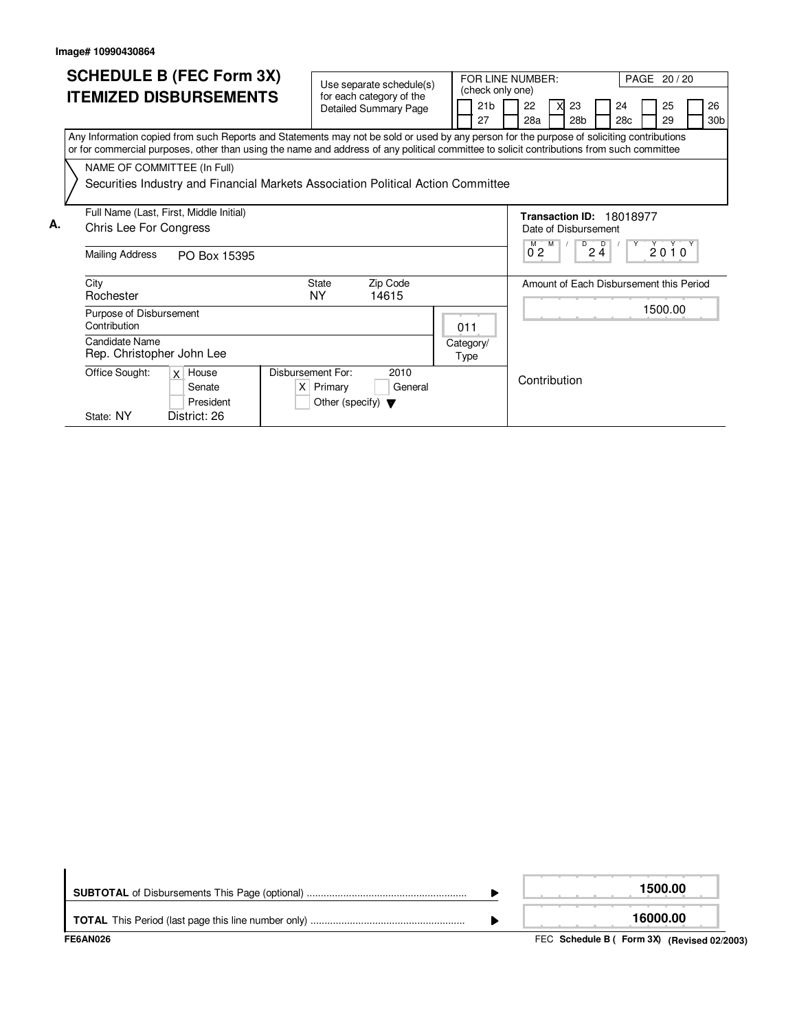Image# 10990430864

# SCHEDULE B (FEC Form 3X) ITEMIZED DISBURSEMENTS

Use separate schedule(s) for each category of the Detailed Summary Page

FOR LINE NUMBER: (check only one)

| | | | | | |
|---|---|---|---|---|---|
| [ ] 21b | [ ] 22 | [X] 23 | [ ] 24 | [ ] 25 | [ ] 26 |
| [ ] 27 | [ ] 28a | [ ] 28b | [ ] 28c | [ ] 29 | [ ] 30b |

Any Information copied from such Reports and Statements may not be sold or used by any person for the purpose of soliciting contributions or for commercial purposes, other than using the name and address of any political committee to solicit contributions from such committee

NAME OF COMMITTEE (In Full)

Securities Industry and Financial Markets Association Political Action Committee

**A.**

Full Name (Last, First, Middle Initial): Chris Lee For Congress

Mailing Address: PO Box 15395

City: Rochester | State: NY | Zip Code: 14615

Purpose of Disbursement: Contribution

Category/Type: 011

Candidate Name: Rep. Christopher John Lee

Office Sought: [X] House [ ] Senate [ ] President

State: NY District: 26

Disbursement For: 2010 [X] Primary [ ] General [ ] Other (specify)

**Transaction ID:** 18018977

Date of Disbursement: 02 / 24 / 2010

Amount of Each Disbursement this Period: 1500.00

Contribution

| | |
|---|---|
| **SUBTOTAL** of Disbursements This Page (optional) | 1500.00 |
| **TOTAL** This Period (last page this line number only) | 16000.00 |

FE6AN026

FEC **Schedule B ( Form 3X) (Revised 02/2003)**